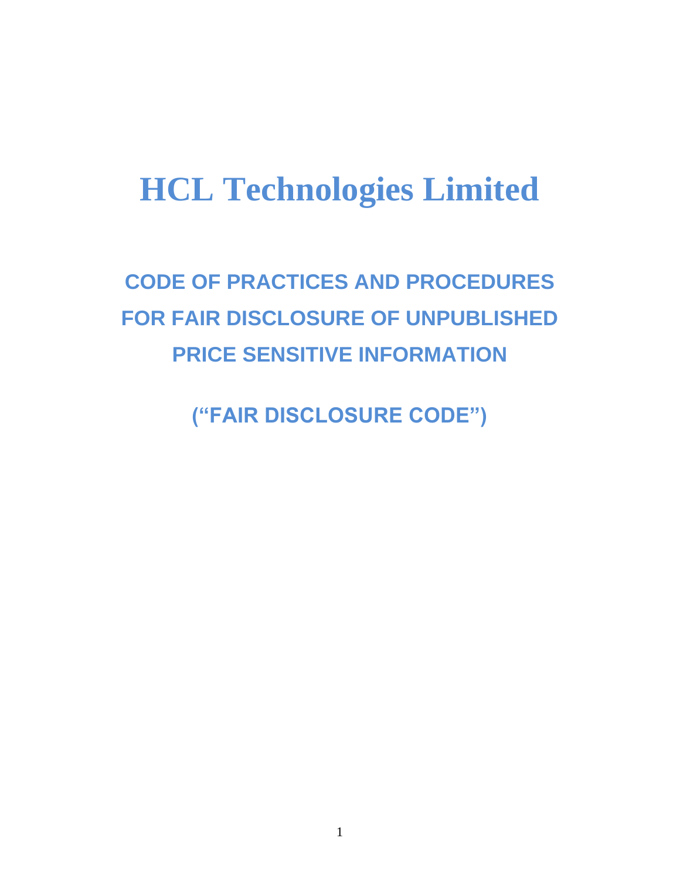# HCL Technologies Limited

## CODE OF PRACTICES AND PROCEDURES FOR FAIR DISCLOSURE OF UNPUBLISHED PRICE SENSITIVE INFORMATION

## (“FAIR DISCLOSURE CODE”)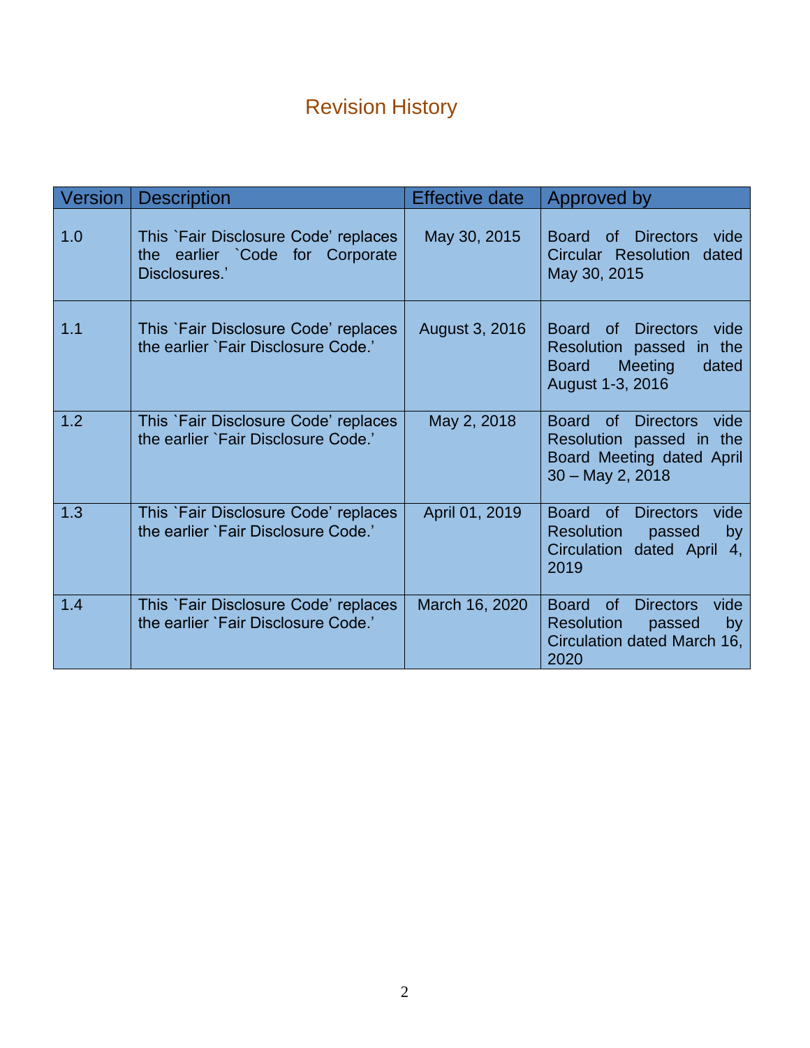# Revision History

| Version | Description | Effective date | Approved by |
|---|---|---|---|
| 1.0 | This `Fair Disclosure Code' replaces the earlier `Code for Corporate Disclosures.' | May 30, 2015 | Board of Directors vide Circular Resolution dated May 30, 2015 |
| 1.1 | This `Fair Disclosure Code' replaces the earlier `Fair Disclosure Code.' | August 3, 2016 | Board of Directors vide Resolution passed in the Board Meeting dated August 1-3, 2016 |
| 1.2 | This `Fair Disclosure Code' replaces the earlier `Fair Disclosure Code.' | May 2, 2018 | Board of Directors vide Resolution passed in the Board Meeting dated April 30 – May 2, 2018 |
| 1.3 | This `Fair Disclosure Code' replaces the earlier `Fair Disclosure Code.' | April 01, 2019 | Board of Directors vide Resolution passed by Circulation dated April 4, 2019 |
| 1.4 | This `Fair Disclosure Code' replaces the earlier `Fair Disclosure Code.' | March 16, 2020 | Board of Directors vide Resolution passed by Circulation dated March 16, 2020 |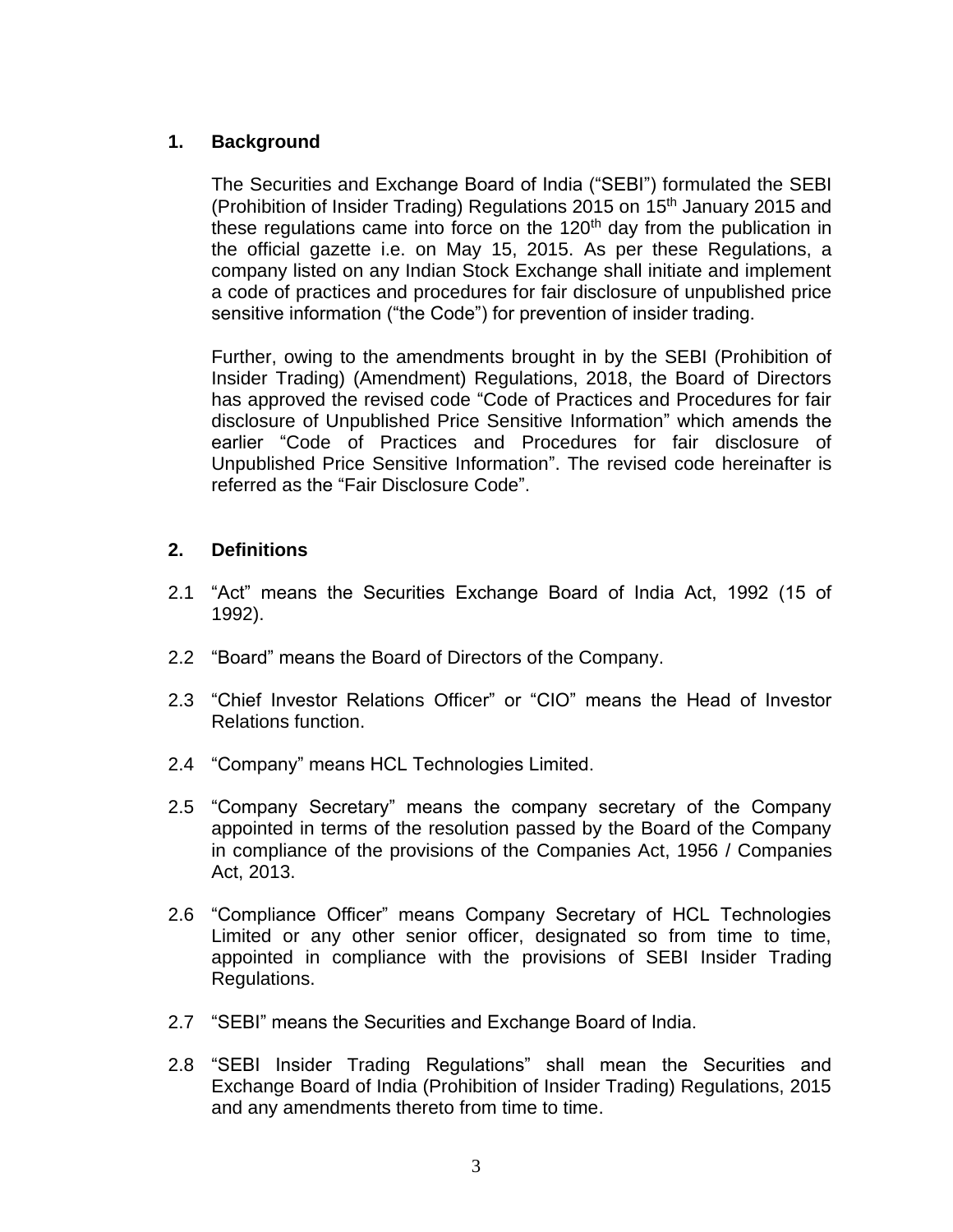## 1. Background

The Securities and Exchange Board of India ("SEBI") formulated the SEBI (Prohibition of Insider Trading) Regulations 2015 on 15th January 2015 and these regulations came into force on the 120th day from the publication in the official gazette i.e. on May 15, 2015. As per these Regulations, a company listed on any Indian Stock Exchange shall initiate and implement a code of practices and procedures for fair disclosure of unpublished price sensitive information ("the Code") for prevention of insider trading.

Further, owing to the amendments brought in by the SEBI (Prohibition of Insider Trading) (Amendment) Regulations, 2018, the Board of Directors has approved the revised code "Code of Practices and Procedures for fair disclosure of Unpublished Price Sensitive Information" which amends the earlier "Code of Practices and Procedures for fair disclosure of Unpublished Price Sensitive Information". The revised code hereinafter is referred as the "Fair Disclosure Code".

## 2. Definitions

2.1 "Act" means the Securities Exchange Board of India Act, 1992 (15 of 1992).

2.2 "Board" means the Board of Directors of the Company.

2.3 "Chief Investor Relations Officer" or "CIO" means the Head of Investor Relations function.

2.4 "Company" means HCL Technologies Limited.

2.5 "Company Secretary" means the company secretary of the Company appointed in terms of the resolution passed by the Board of the Company in compliance of the provisions of the Companies Act, 1956 / Companies Act, 2013.

2.6 "Compliance Officer" means Company Secretary of HCL Technologies Limited or any other senior officer, designated so from time to time, appointed in compliance with the provisions of SEBI Insider Trading Regulations.

2.7 "SEBI" means the Securities and Exchange Board of India.

2.8 "SEBI Insider Trading Regulations" shall mean the Securities and Exchange Board of India (Prohibition of Insider Trading) Regulations, 2015 and any amendments thereto from time to time.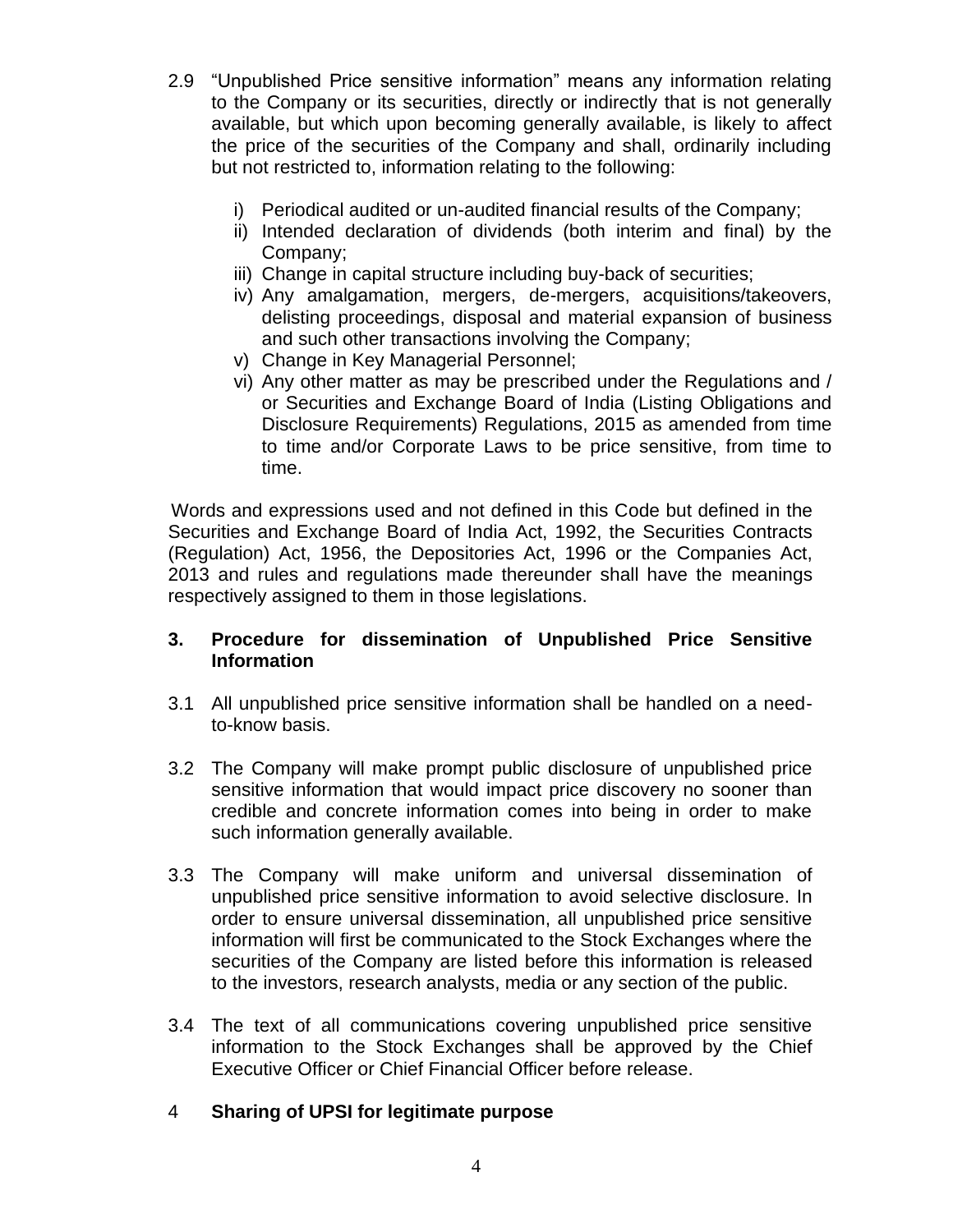2.9 "Unpublished Price sensitive information" means any information relating to the Company or its securities, directly or indirectly that is not generally available, but which upon becoming generally available, is likely to affect the price of the securities of the Company and shall, ordinarily including but not restricted to, information relating to the following:

   i) Periodical audited or un-audited financial results of the Company;
   ii) Intended declaration of dividends (both interim and final) by the Company;
   iii) Change in capital structure including buy-back of securities;
   iv) Any amalgamation, mergers, de-mergers, acquisitions/takeovers, delisting proceedings, disposal and material expansion of business and such other transactions involving the Company;
   v) Change in Key Managerial Personnel;
   vi) Any other matter as may be prescribed under the Regulations and / or Securities and Exchange Board of India (Listing Obligations and Disclosure Requirements) Regulations, 2015 as amended from time to time and/or Corporate Laws to be price sensitive, from time to time.

Words and expressions used and not defined in this Code but defined in the Securities and Exchange Board of India Act, 1992, the Securities Contracts (Regulation) Act, 1956, the Depositories Act, 1996 or the Companies Act, 2013 and rules and regulations made thereunder shall have the meanings respectively assigned to them in those legislations.

## 3. Procedure for dissemination of Unpublished Price Sensitive Information

3.1 All unpublished price sensitive information shall be handled on a need-to-know basis.

3.2 The Company will make prompt public disclosure of unpublished price sensitive information that would impact price discovery no sooner than credible and concrete information comes into being in order to make such information generally available.

3.3 The Company will make uniform and universal dissemination of unpublished price sensitive information to avoid selective disclosure. In order to ensure universal dissemination, all unpublished price sensitive information will first be communicated to the Stock Exchanges where the securities of the Company are listed before this information is released to the investors, research analysts, media or any section of the public.

3.4 The text of all communications covering unpublished price sensitive information to the Stock Exchanges shall be approved by the Chief Executive Officer or Chief Financial Officer before release.

## 4 Sharing of UPSI for legitimate purpose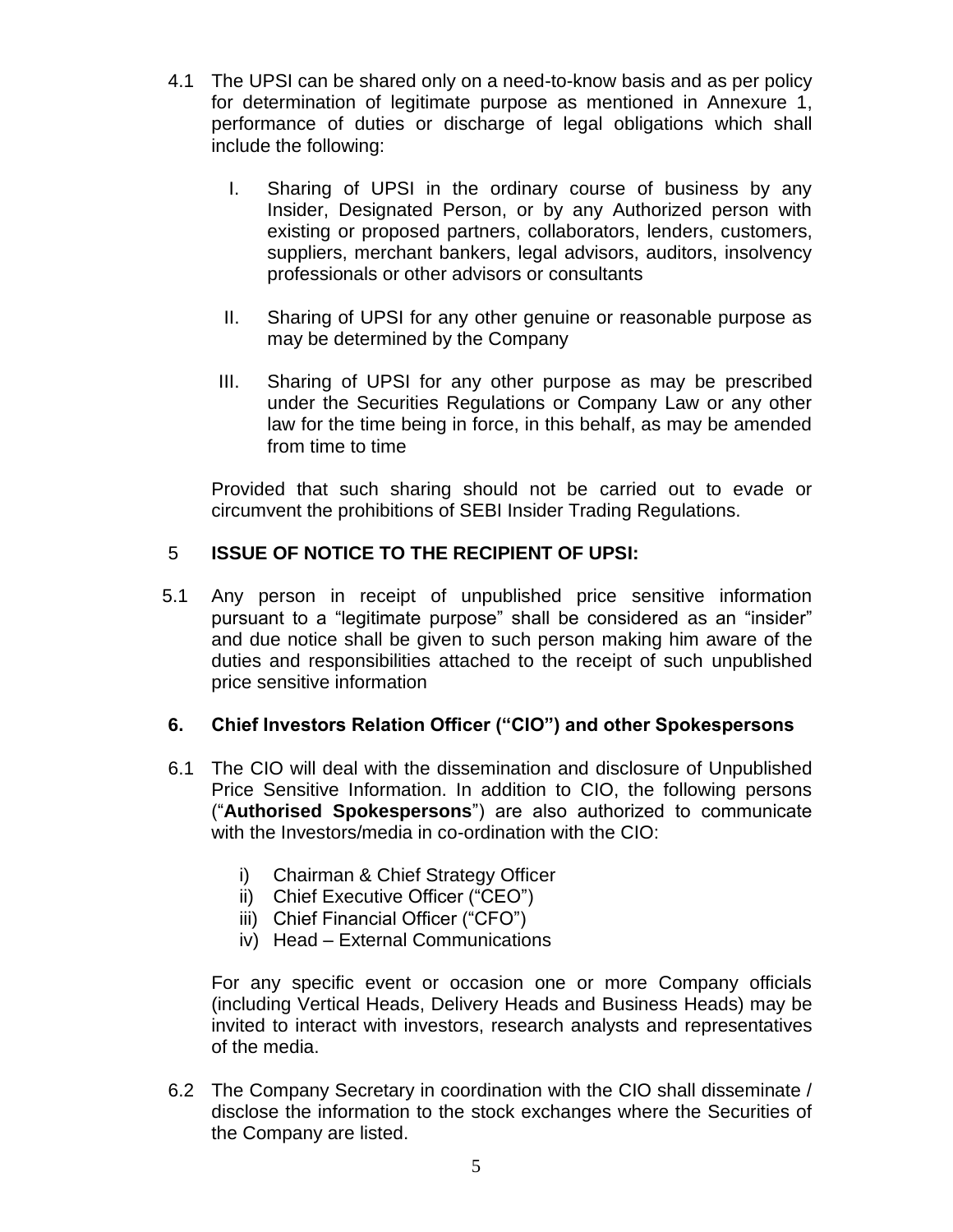4.1 The UPSI can be shared only on a need-to-know basis and as per policy for determination of legitimate purpose as mentioned in Annexure 1, performance of duties or discharge of legal obligations which shall include the following:

   I. Sharing of UPSI in the ordinary course of business by any Insider, Designated Person, or by any Authorized person with existing or proposed partners, collaborators, lenders, customers, suppliers, merchant bankers, legal advisors, auditors, insolvency professionals or other advisors or consultants

   II. Sharing of UPSI for any other genuine or reasonable purpose as may be determined by the Company

   III. Sharing of UPSI for any other purpose as may be prescribed under the Securities Regulations or Company Law or any other law for the time being in force, in this behalf, as may be amended from time to time

   Provided that such sharing should not be carried out to evade or circumvent the prohibitions of SEBI Insider Trading Regulations.

## 5 ISSUE OF NOTICE TO THE RECIPIENT OF UPSI:

5.1 Any person in receipt of unpublished price sensitive information pursuant to a "legitimate purpose" shall be considered as an "insider" and due notice shall be given to such person making him aware of the duties and responsibilities attached to the receipt of such unpublished price sensitive information

## 6. Chief Investors Relation Officer ("CIO") and other Spokespersons

6.1 The CIO will deal with the dissemination and disclosure of Unpublished Price Sensitive Information. In addition to CIO, the following persons ("**Authorised Spokespersons**") are also authorized to communicate with the Investors/media in co-ordination with the CIO:

   i) Chairman & Chief Strategy Officer
   ii) Chief Executive Officer ("CEO")
   iii) Chief Financial Officer ("CFO")
   iv) Head – External Communications

   For any specific event or occasion one or more Company officials (including Vertical Heads, Delivery Heads and Business Heads) may be invited to interact with investors, research analysts and representatives of the media.

6.2 The Company Secretary in coordination with the CIO shall disseminate / disclose the information to the stock exchanges where the Securities of the Company are listed.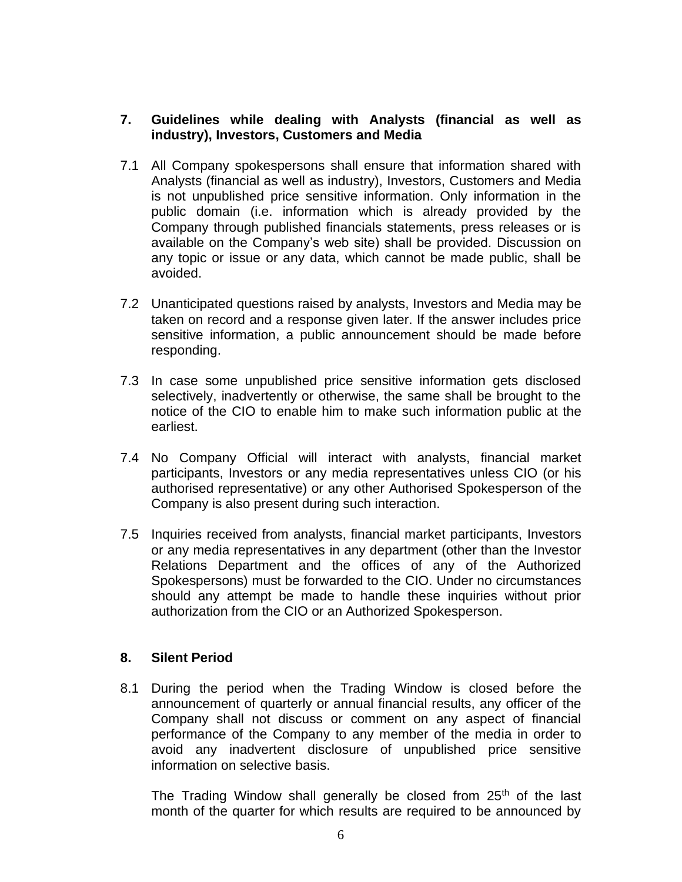## 7. Guidelines while dealing with Analysts (financial as well as industry), Investors, Customers and Media

7.1 All Company spokespersons shall ensure that information shared with Analysts (financial as well as industry), Investors, Customers and Media is not unpublished price sensitive information. Only information in the public domain (i.e. information which is already provided by the Company through published financials statements, press releases or is available on the Company's web site) shall be provided. Discussion on any topic or issue or any data, which cannot be made public, shall be avoided.

7.2 Unanticipated questions raised by analysts, Investors and Media may be taken on record and a response given later. If the answer includes price sensitive information, a public announcement should be made before responding.

7.3 In case some unpublished price sensitive information gets disclosed selectively, inadvertently or otherwise, the same shall be brought to the notice of the CIO to enable him to make such information public at the earliest.

7.4 No Company Official will interact with analysts, financial market participants, Investors or any media representatives unless CIO (or his authorised representative) or any other Authorised Spokesperson of the Company is also present during such interaction.

7.5 Inquiries received from analysts, financial market participants, Investors or any media representatives in any department (other than the Investor Relations Department and the offices of any of the Authorized Spokespersons) must be forwarded to the CIO. Under no circumstances should any attempt be made to handle these inquiries without prior authorization from the CIO or an Authorized Spokesperson.

## 8. Silent Period

8.1 During the period when the Trading Window is closed before the announcement of quarterly or annual financial results, any officer of the Company shall not discuss or comment on any aspect of financial performance of the Company to any member of the media in order to avoid any inadvertent disclosure of unpublished price sensitive information on selective basis.

The Trading Window shall generally be closed from 25th of the last month of the quarter for which results are required to be announced by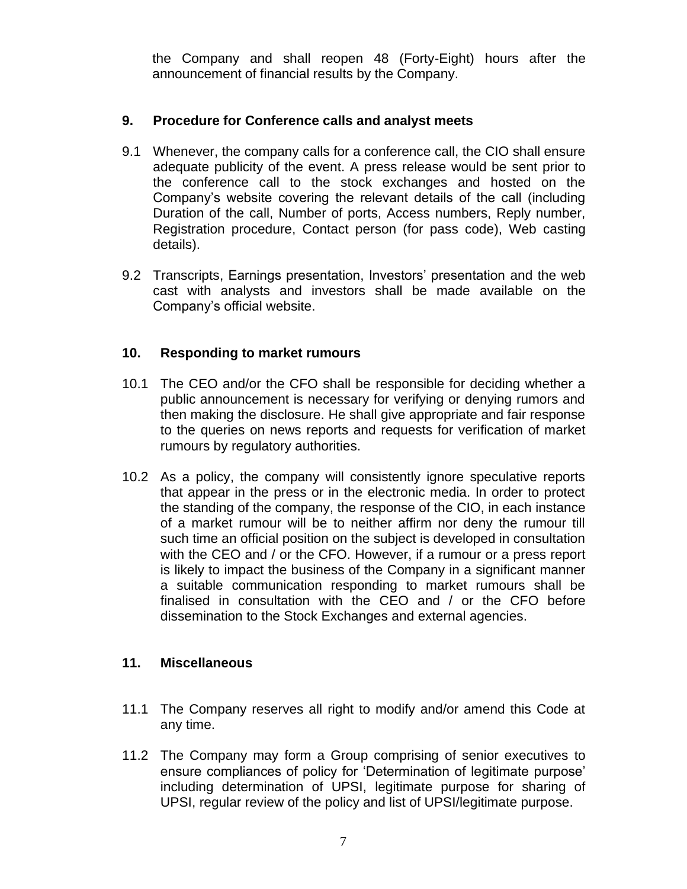the Company and shall reopen 48 (Forty-Eight) hours after the announcement of financial results by the Company.

## 9. Procedure for Conference calls and analyst meets

9.1 Whenever, the company calls for a conference call, the CIO shall ensure adequate publicity of the event. A press release would be sent prior to the conference call to the stock exchanges and hosted on the Company's website covering the relevant details of the call (including Duration of the call, Number of ports, Access numbers, Reply number, Registration procedure, Contact person (for pass code), Web casting details).

9.2 Transcripts, Earnings presentation, Investors' presentation and the web cast with analysts and investors shall be made available on the Company's official website.

## 10. Responding to market rumours

10.1 The CEO and/or the CFO shall be responsible for deciding whether a public announcement is necessary for verifying or denying rumors and then making the disclosure. He shall give appropriate and fair response to the queries on news reports and requests for verification of market rumours by regulatory authorities.

10.2 As a policy, the company will consistently ignore speculative reports that appear in the press or in the electronic media. In order to protect the standing of the company, the response of the CIO, in each instance of a market rumour will be to neither affirm nor deny the rumour till such time an official position on the subject is developed in consultation with the CEO and / or the CFO. However, if a rumour or a press report is likely to impact the business of the Company in a significant manner a suitable communication responding to market rumours shall be finalised in consultation with the CEO and / or the CFO before dissemination to the Stock Exchanges and external agencies.

## 11. Miscellaneous

11.1 The Company reserves all right to modify and/or amend this Code at any time.

11.2 The Company may form a Group comprising of senior executives to ensure compliances of policy for 'Determination of legitimate purpose' including determination of UPSI, legitimate purpose for sharing of UPSI, regular review of the policy and list of UPSI/legitimate purpose.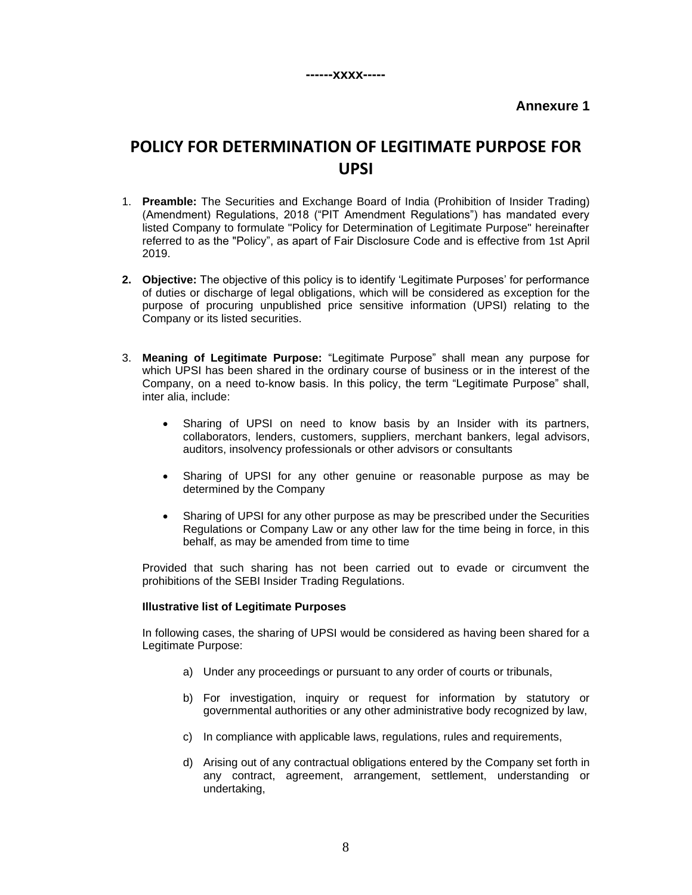------xxxx-----

**Annexure 1**

# POLICY FOR DETERMINATION OF LEGITIMATE PURPOSE FOR UPSI

1. **Preamble:** The Securities and Exchange Board of India (Prohibition of Insider Trading) (Amendment) Regulations, 2018 ("PIT Amendment Regulations") has mandated every listed Company to formulate "Policy for Determination of Legitimate Purpose" hereinafter referred to as the "Policy", as apart of Fair Disclosure Code and is effective from 1st April 2019.

2. **Objective:** The objective of this policy is to identify 'Legitimate Purposes' for performance of duties or discharge of legal obligations, which will be considered as exception for the purpose of procuring unpublished price sensitive information (UPSI) relating to the Company or its listed securities.

3. **Meaning of Legitimate Purpose:** "Legitimate Purpose" shall mean any purpose for which UPSI has been shared in the ordinary course of business or in the interest of the Company, on a need to-know basis. In this policy, the term "Legitimate Purpose" shall, inter alia, include:

   - Sharing of UPSI on need to know basis by an Insider with its partners, collaborators, lenders, customers, suppliers, merchant bankers, legal advisors, auditors, insolvency professionals or other advisors or consultants

   - Sharing of UPSI for any other genuine or reasonable purpose as may be determined by the Company

   - Sharing of UPSI for any other purpose as may be prescribed under the Securities Regulations or Company Law or any other law for the time being in force, in this behalf, as may be amended from time to time

   Provided that such sharing has not been carried out to evade or circumvent the prohibitions of the SEBI Insider Trading Regulations.

   **Illustrative list of Legitimate Purposes**

   In following cases, the sharing of UPSI would be considered as having been shared for a Legitimate Purpose:

   a) Under any proceedings or pursuant to any order of courts or tribunals,

   b) For investigation, inquiry or request for information by statutory or governmental authorities or any other administrative body recognized by law,

   c) In compliance with applicable laws, regulations, rules and requirements,

   d) Arising out of any contractual obligations entered by the Company set forth in any contract, agreement, arrangement, settlement, understanding or undertaking,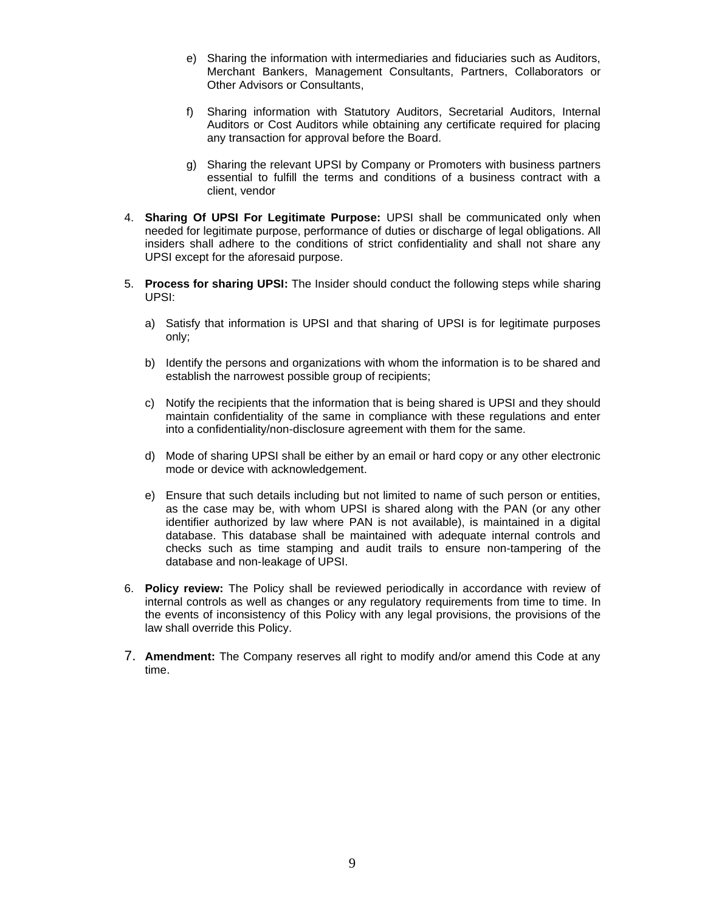e) Sharing the information with intermediaries and fiduciaries such as Auditors, Merchant Bankers, Management Consultants, Partners, Collaborators or Other Advisors or Consultants,

f) Sharing information with Statutory Auditors, Secretarial Auditors, Internal Auditors or Cost Auditors while obtaining any certificate required for placing any transaction for approval before the Board.

g) Sharing the relevant UPSI by Company or Promoters with business partners essential to fulfill the terms and conditions of a business contract with a client, vendor

4. **Sharing Of UPSI For Legitimate Purpose:** UPSI shall be communicated only when needed for legitimate purpose, performance of duties or discharge of legal obligations. All insiders shall adhere to the conditions of strict confidentiality and shall not share any UPSI except for the aforesaid purpose.

5. **Process for sharing UPSI:** The Insider should conduct the following steps while sharing UPSI:

   a) Satisfy that information is UPSI and that sharing of UPSI is for legitimate purposes only;

   b) Identify the persons and organizations with whom the information is to be shared and establish the narrowest possible group of recipients;

   c) Notify the recipients that the information that is being shared is UPSI and they should maintain confidentiality of the same in compliance with these regulations and enter into a confidentiality/non-disclosure agreement with them for the same.

   d) Mode of sharing UPSI shall be either by an email or hard copy or any other electronic mode or device with acknowledgement.

   e) Ensure that such details including but not limited to name of such person or entities, as the case may be, with whom UPSI is shared along with the PAN (or any other identifier authorized by law where PAN is not available), is maintained in a digital database. This database shall be maintained with adequate internal controls and checks such as time stamping and audit trails to ensure non-tampering of the database and non-leakage of UPSI.

6. **Policy review:** The Policy shall be reviewed periodically in accordance with review of internal controls as well as changes or any regulatory requirements from time to time. In the events of inconsistency of this Policy with any legal provisions, the provisions of the law shall override this Policy.

7. **Amendment:** The Company reserves all right to modify and/or amend this Code at any time.